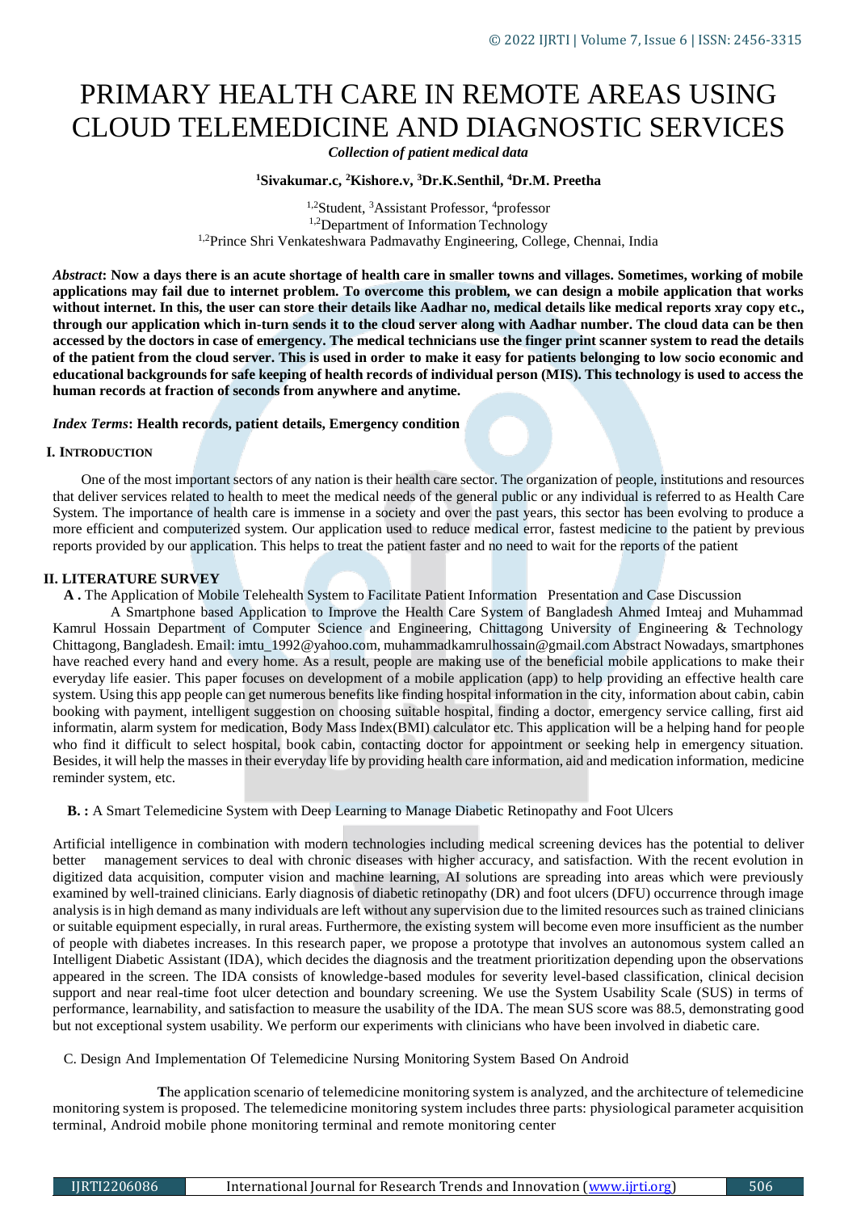# PRIMARY HEALTH CARE IN REMOTE AREAS USING CLOUD TELEMEDICINE AND DIAGNOSTIC SERVICES

***Collection of patient medical data***

**[1]Sivakumar.c, [2]Kishore.v, [3]Dr.K.Senthil, [4]Dr.M. Preetha**

[1,2]Student, [3]Assistant Professor, [4]professor
[1,2]Department of Information Technology
[1,2]Prince Shri Venkateshwara Padmavathy Engineering, College, Chennai, India

***Abstract*: Now a days there is an acute shortage of health care in smaller towns and villages. Sometimes, working of mobile applications may fail due to internet problem. To overcome this problem, we can design a mobile application that works without internet. In this, the user can store their details like Aadhar no, medical details like medical reports xray copy etc., through our application which in-turn sends it to the cloud server along with Aadhar number. The cloud data can be then accessed by the doctors in case of emergency. The medical technicians use the finger print scanner system to read the details of the patient from the cloud server. This is used in order to make it easy for patients belonging to low socio economic and educational backgrounds for safe keeping of health records of individual person (MIS). This technology is used to access the human records at fraction of seconds from anywhere and anytime.**

***Index Terms*: Health records, patient details, Emergency condition**

## I. INTRODUCTION

One of the most important sectors of any nation is their health care sector. The organization of people, institutions and resources that deliver services related to health to meet the medical needs of the general public or any individual is referred to as Health Care System. The importance of health care is immense in a society and over the past years, this sector has been evolving to produce a more efficient and computerized system. Our application used to reduce medical error, fastest medicine to the patient by previous reports provided by our application. This helps to treat the patient faster and no need to wait for the reports of the patient

## II. LITERATURE SURVEY

**A .** The Application of Mobile Telehealth System to Facilitate Patient Information Presentation and Case Discussion

A Smartphone based Application to Improve the Health Care System of Bangladesh Ahmed Imteaj and Muhammad Kamrul Hossain Department of Computer Science and Engineering, Chittagong University of Engineering & Technology Chittagong, Bangladesh. Email: imtu_1992@yahoo.com, muhammadkamrulhossain@gmail.com Abstract Nowadays, smartphones have reached every hand and every home. As a result, people are making use of the beneficial mobile applications to make their everyday life easier. This paper focuses on development of a mobile application (app) to help providing an effective health care system. Using this app people can get numerous benefits like finding hospital information in the city, information about cabin, cabin booking with payment, intelligent suggestion on choosing suitable hospital, finding a doctor, emergency service calling, first aid informatin, alarm system for medication, Body Mass Index(BMI) calculator etc. This application will be a helping hand for people who find it difficult to select hospital, book cabin, contacting doctor for appointment or seeking help in emergency situation. Besides, it will help the masses in their everyday life by providing health care information, aid and medication information, medicine reminder system, etc.

**B. :** A Smart Telemedicine System with Deep Learning to Manage Diabetic Retinopathy and Foot Ulcers

Artificial intelligence in combination with modern technologies including medical screening devices has the potential to deliver better management services to deal with chronic diseases with higher accuracy, and satisfaction. With the recent evolution in digitized data acquisition, computer vision and machine learning, AI solutions are spreading into areas which were previously examined by well-trained clinicians. Early diagnosis of diabetic retinopathy (DR) and foot ulcers (DFU) occurrence through image analysis is in high demand as many individuals are left without any supervision due to the limited resources such as trained clinicians or suitable equipment especially, in rural areas. Furthermore, the existing system will become even more insufficient as the number of people with diabetes increases. In this research paper, we propose a prototype that involves an autonomous system called an Intelligent Diabetic Assistant (IDA), which decides the diagnosis and the treatment prioritization depending upon the observations appeared in the screen. The IDA consists of knowledge-based modules for severity level-based classification, clinical decision support and near real-time foot ulcer detection and boundary screening. We use the System Usability Scale (SUS) in terms of performance, learnability, and satisfaction to measure the usability of the IDA. The mean SUS score was 88.5, demonstrating good but not exceptional system usability. We perform our experiments with clinicians who have been involved in diabetic care.

C. Design And Implementation Of Telemedicine Nursing Monitoring System Based On Android

**T**he application scenario of telemedicine monitoring system is analyzed, and the architecture of telemedicine monitoring system is proposed. The telemedicine monitoring system includes three parts: physiological parameter acquisition terminal, Android mobile phone monitoring terminal and remote monitoring center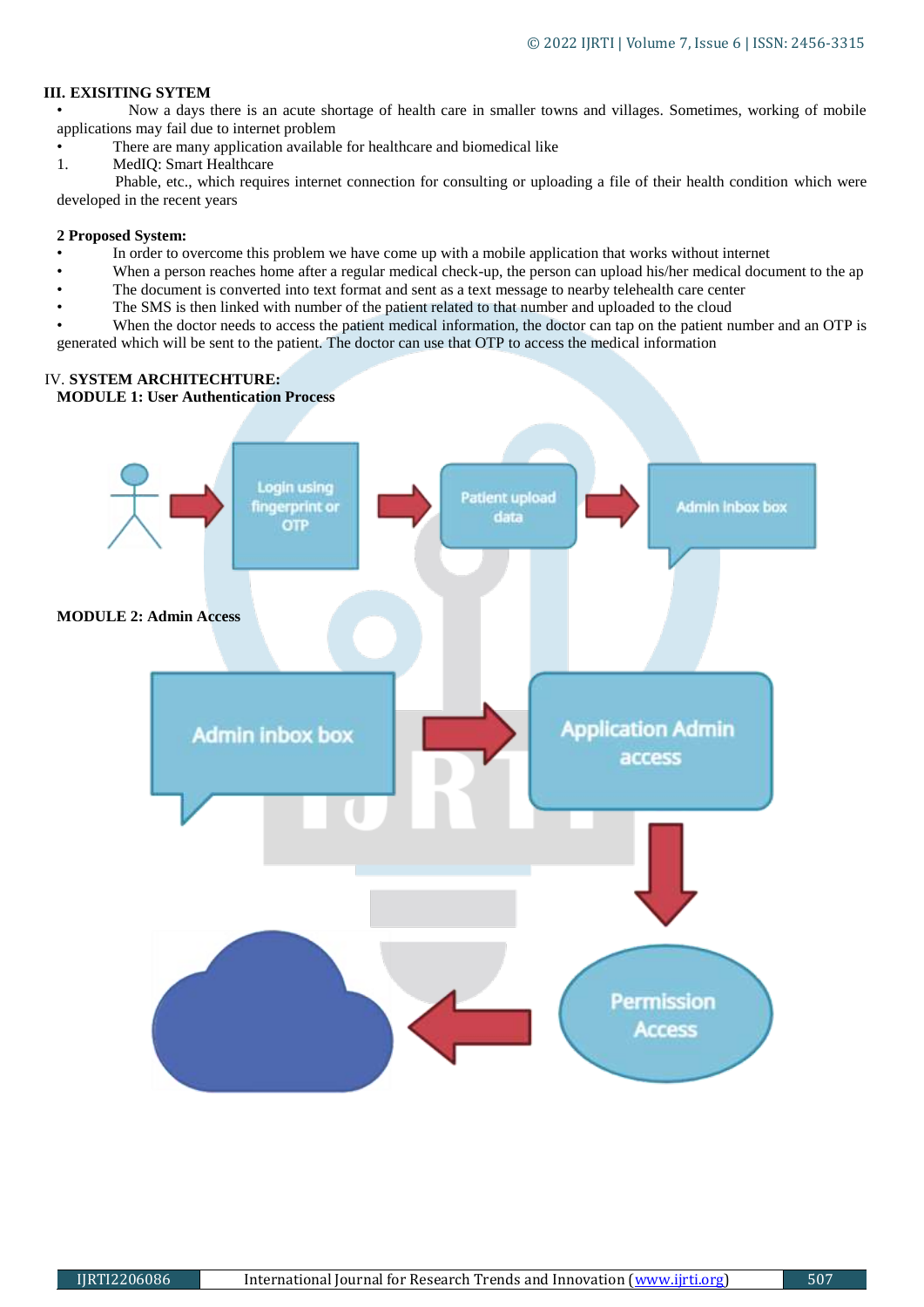## III. EXISITING SYTEM

- Now a days there is an acute shortage of health care in smaller towns and villages. Sometimes, working of mobile applications may fail due to internet problem
- There are many application available for healthcare and biomedical like

1. MedIQ: Smart Healthcare

Phable, etc., which requires internet connection for consulting or uploading a file of their health condition which were developed in the recent years

### 2 Proposed System:

- In order to overcome this problem we have come up with a mobile application that works without internet
- When a person reaches home after a regular medical check-up, the person can upload his/her medical document to the ap
- The document is converted into text format and sent as a text message to nearby telehealth care center
- The SMS is then linked with number of the patient related to that number and uploaded to the cloud
- When the doctor needs to access the patient medical information, the doctor can tap on the patient number and an OTP is generated which will be sent to the patient. The doctor can use that OTP to access the medical information

## IV. SYSTEM ARCHITECHTURE:

### MODULE 1: User Authentication Process

Login using fingerprint or OTP → Patient upload data → Admin inbox box

### MODULE 2: Admin Access

Admin inbox box → Application Admin access → Permission Access → (cloud)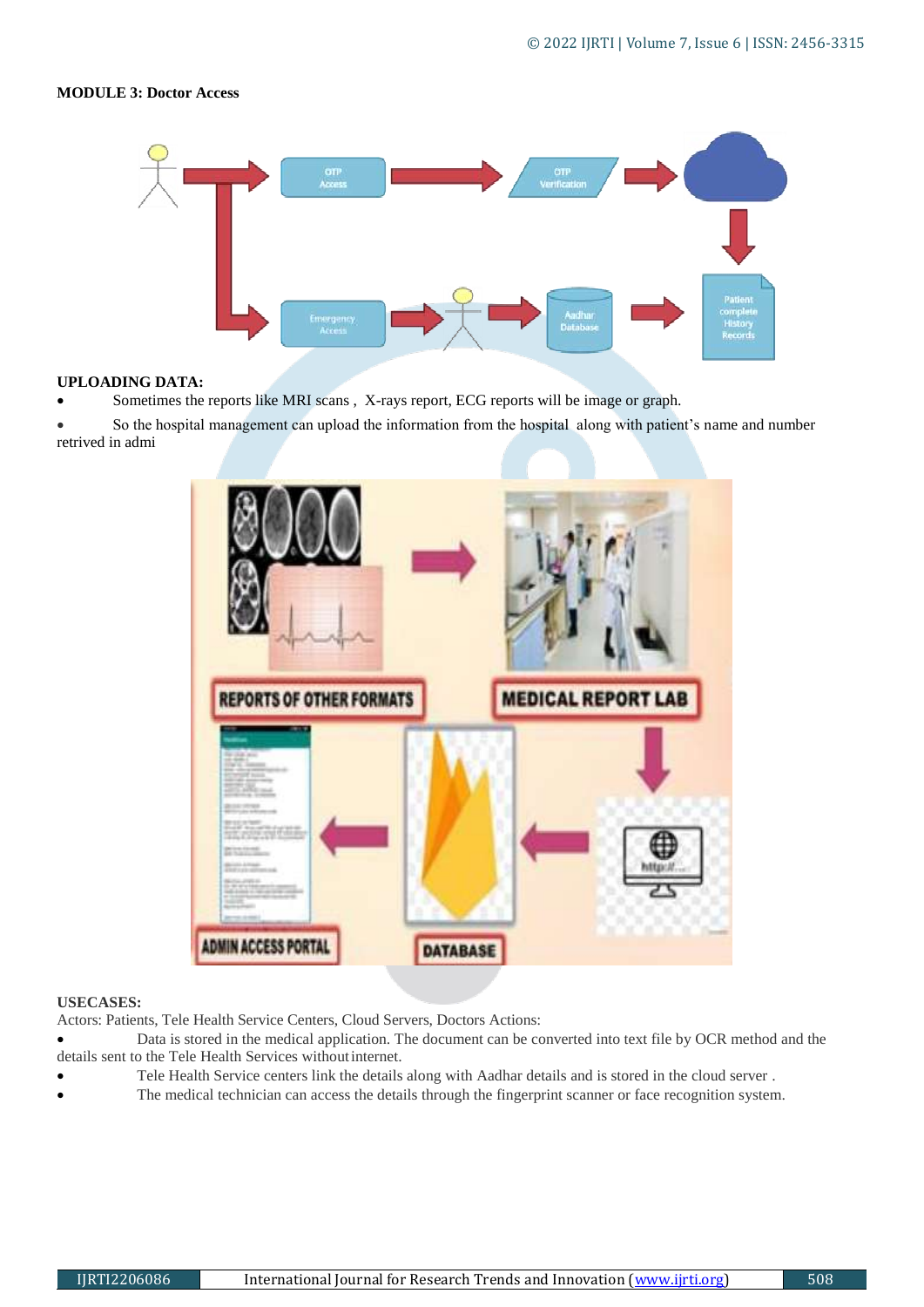**MODULE 3: Doctor Access**

**UPLOADING DATA:**

- Sometimes the reports like MRI scans , X-rays report, ECG reports will be image or graph.
- So the hospital management can upload the information from the hospital along with patient's name and number retrived in admi

**USECASES:**

Actors: Patients, Tele Health Service Centers, Cloud Servers, Doctors Actions:

- Data is stored in the medical application. The document can be converted into text file by OCR method and the details sent to the Tele Health Services without internet.
- Tele Health Service centers link the details along with Aadhar details and is stored in the cloud server .
- The medical technician can access the details through the fingerprint scanner or face recognition system.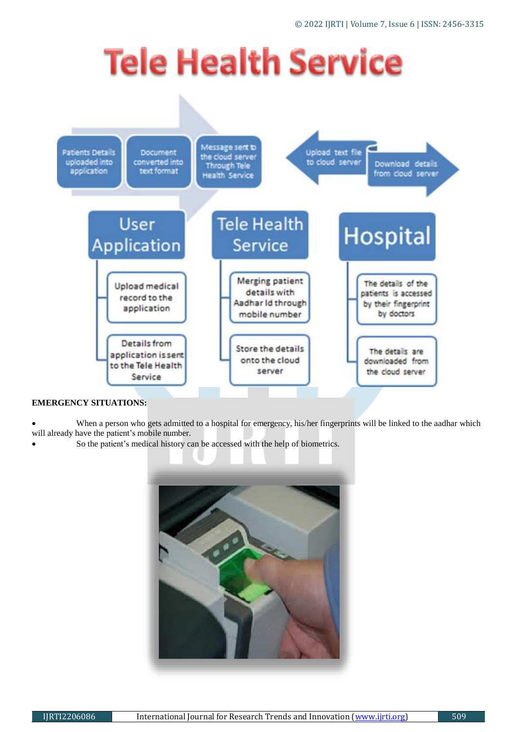# Tele Health Service

Patients Details uploaded into application

Document converted into text format

Message sent to the cloud server Through Tele Health Service

Upload text file to cloud server

Download details from cloud server

**User Application**

- Upload medical record to the application
- Details from application is sent to the Tele Health Service

**Tele Health Service**

- Merging patient details with Aadhar Id through mobile number
- Store the details onto the cloud server

**Hospital**

- The details of the patients is accessed by their fingerprint by doctors
- The details are downloaded from the cloud server

**EMERGENCY SITUATIONS:**

- When a person who gets admitted to a hospital for emergency, his/her fingerprints will be linked to the aadhar which will already have the patient's mobile number.
- So the patient's medical history can be accessed with the help of biometrics.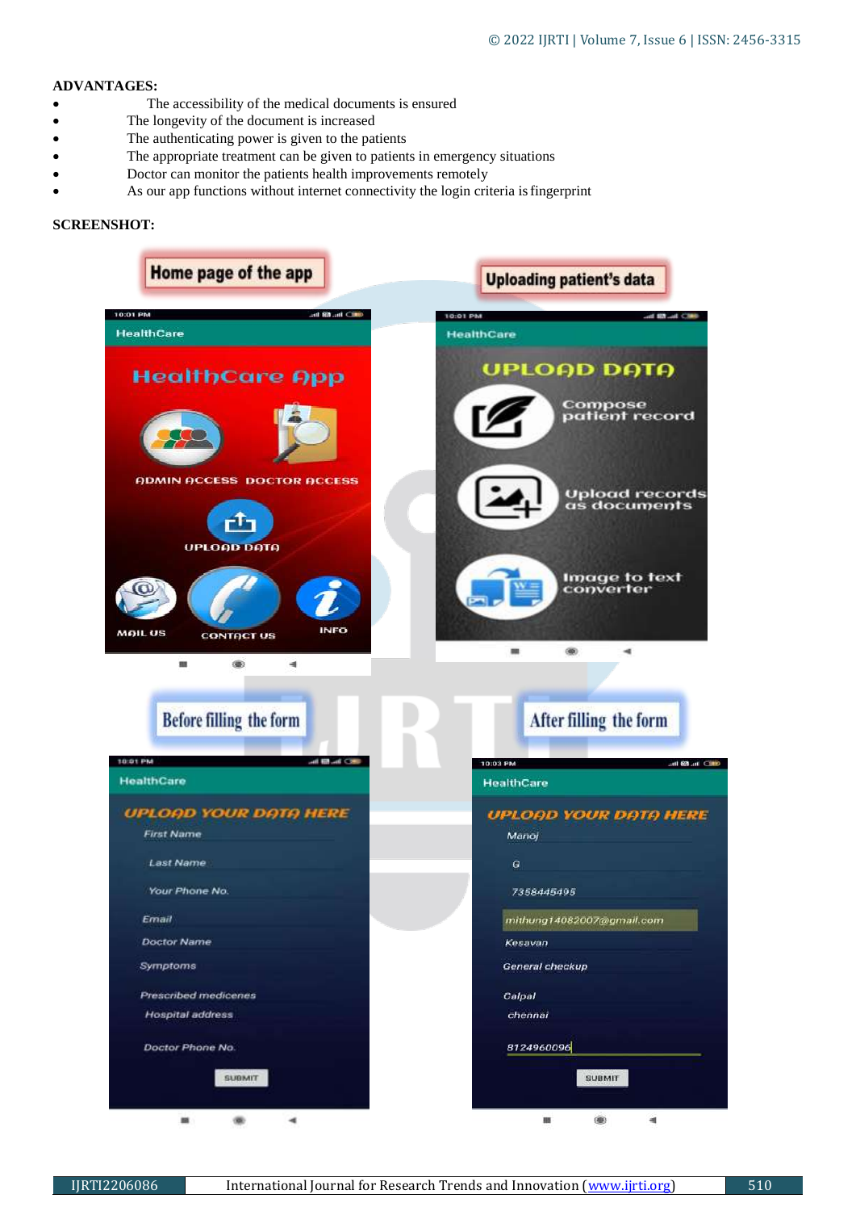**ADVANTAGES:**

- The accessibility of the medical documents is ensured
- The longevity of the document is increased
- The authenticating power is given to the patients
- The appropriate treatment can be given to patients in emergency situations
- Doctor can monitor the patients health improvements remotely
- As our app functions without internet connectivity the login criteria is fingerprint

**SCREENSHOT:**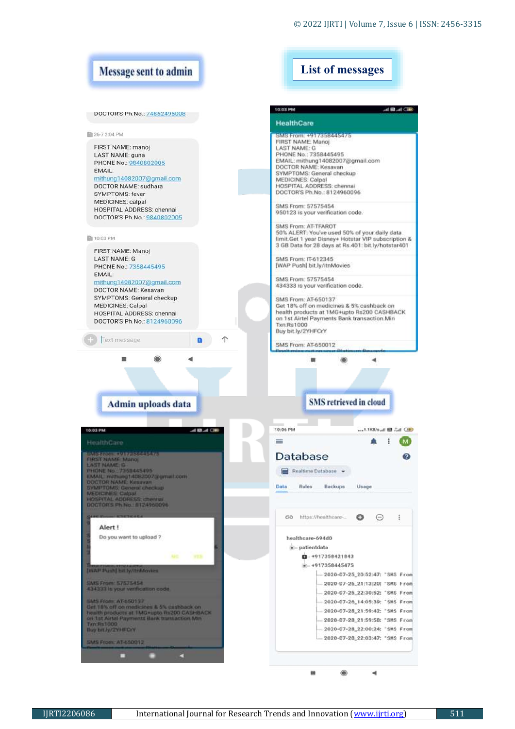Message sent to admin

DOCTOR'S Ph.No.: 74852496008

26-7 2:04 PM

FIRST NAME: manoj
LAST NAME: guna
PHONE No.: 9840802005
EMAIL: mithung14082007@gmail.com
DOCTOR NAME: sudhara
SYMPTOMS: fever
MEDICINES: calpal
HOSPITAL ADDRESS: chennai
DOCTOR'S Ph.No.: 9840802005

10:03 PM

FIRST NAME: Manoj
LAST NAME: G
PHONE No.: 7358445495
EMAIL: mithung14082007@gmail.com
DOCTOR NAME: Kesavan
SYMPTOMS: General checkup
MEDICINES: Calpal
HOSPITAL ADDRESS: chennai
DOCTOR'S Ph.No.: 8124960096

List of messages

HealthCare

SMS From: +917358445475
FIRST NAME: Manoj
LAST NAME: G
PHONE No.: 7358445495
EMAIL: mithung14082007@gmail.com
DOCTOR NAME: Kesavan
SYMPTOMS: General checkup
MEDICINES: Calpal
HOSPITAL ADDRESS: chennai
DOCTOR'S Ph.No.: 8124960096

SMS From: 57575454
950123 is your verification code.

SMS From: AT-TFAROT
50% ALERT: You've used 50% of your daily data limit.Get 1 year Disney+ Hotstar VIP subscription & 3 GB Data for 28 days at Rs.401: bit.ly/hotstar401

SMS From: IT-612345
[WAP Push] bit.ly/itnMovies

SMS From: 57575454
434333 is your verification code.

SMS From: AT-650137
Get 18% off on medicines & 5% cashback on health products at 1MG+upto Rs200 CASHBACK on 1st Airtel Payments Bank transaction.Min Txn:Rs1000
Buy bit.ly/2YHFCrY

SMS From: AT-650012

Admin uploads data

Alert !
Do you want to upload ?
NO YES

SMS retrieved in cloud

Database
Realtime Database
Data Rules Backups Usage

healthcare-694d0
patientdata
+917358421843
+917358445475
2020-07-25_20:52:47: "SMS From
2020-07-25_21:13:20: "SMS From
2020-07-25_22:30:52: "SMS From
2020-07-26_14:05:39: "SMS From
2020-07-28_21:59:42: "SMS From
2020-07-28_21:59:58: "SMS From
2020-07-28_22:00:24: "SMS From
2020-07-28_22:03:47: "SMS From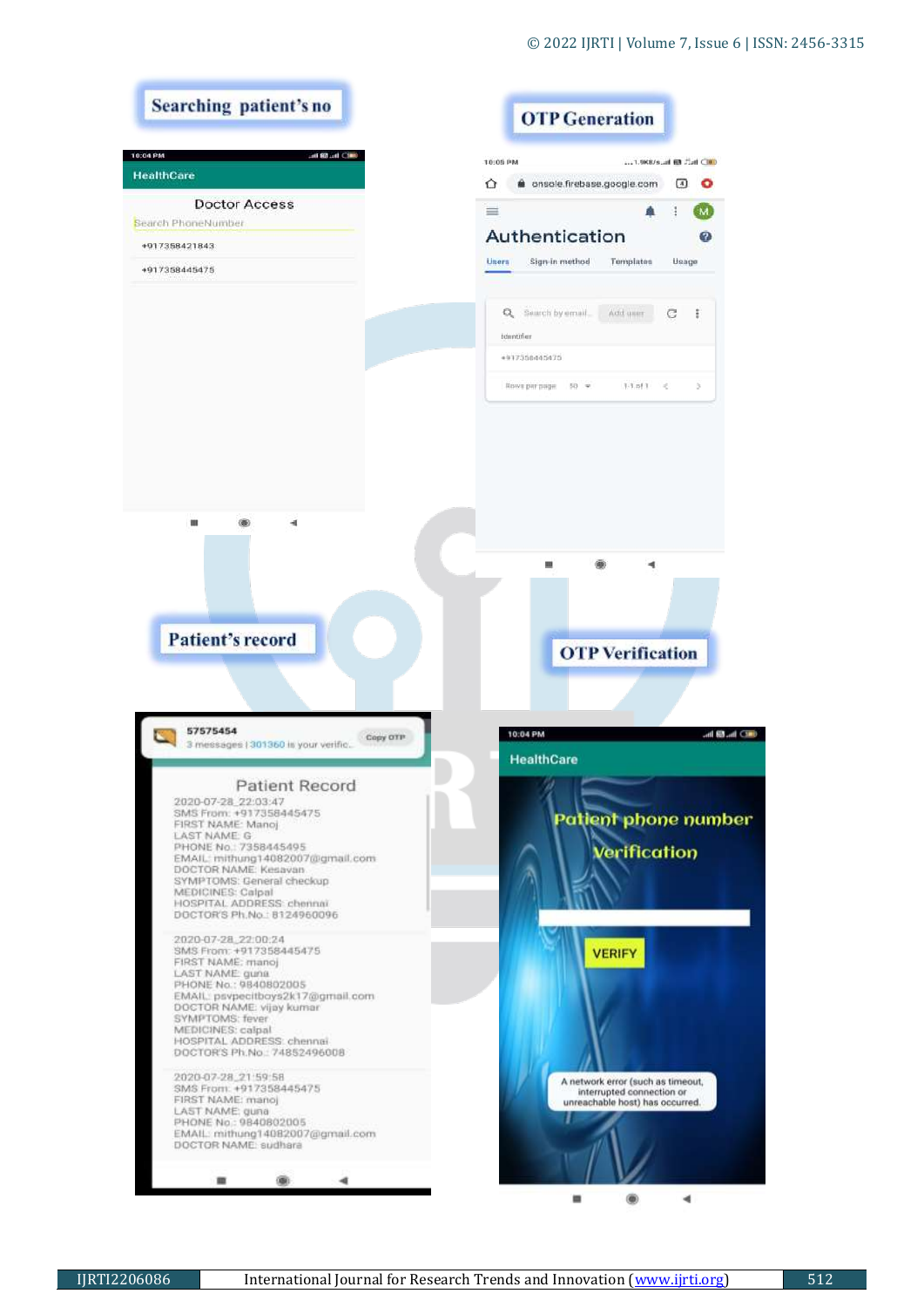**Searching patient's no**

HealthCare

Doctor Access

Search PhoneNumber

+917358421843

+917358445475

**OTP Generation**

onsole.firebase.google.com

Authentication

Users Sign-in method Templates Usage

Search by email... Add user

Identifier

+917358445475

Rows per page 50 1-1 of 1

**Patient's record**

57575454

3 messages | 301360 is your verific... Copy OTP

Patient Record

2020-07-28_22:03:47
SMS From: +917358445475
FIRST NAME: Manoj
LAST NAME: G
PHONE No.: 7358445495
EMAIL: mithung14082007@gmail.com
DOCTOR NAME: Kesavan
SYMPTOMS: General checkup
MEDICINES: Calpal
HOSPITAL ADDRESS: chennai
DOCTOR'S Ph.No.: 8124960096

2020-07-28_22:00:24
SMS From: +917358445475
FIRST NAME: manoj
LAST NAME: guna
PHONE No.: 9840802005
EMAIL: psvpecitboys2k17@gmail.com
DOCTOR NAME: vijay kumar
SYMPTOMS: fever
MEDICINES: calpal
HOSPITAL ADDRESS: chennai
DOCTOR'S Ph.No.: 74852496008

2020-07-28_21:59:58
SMS From: +917358445475
FIRST NAME: manoj
LAST NAME: guna
PHONE No.: 9840802005
EMAIL: mithung14082007@gmail.com
DOCTOR NAME: sudhara

**OTP Verification**

HealthCare

Patient phone number Verification

VERIFY

A network error (such as timeout, interrupted connection or unreachable host) has occurred.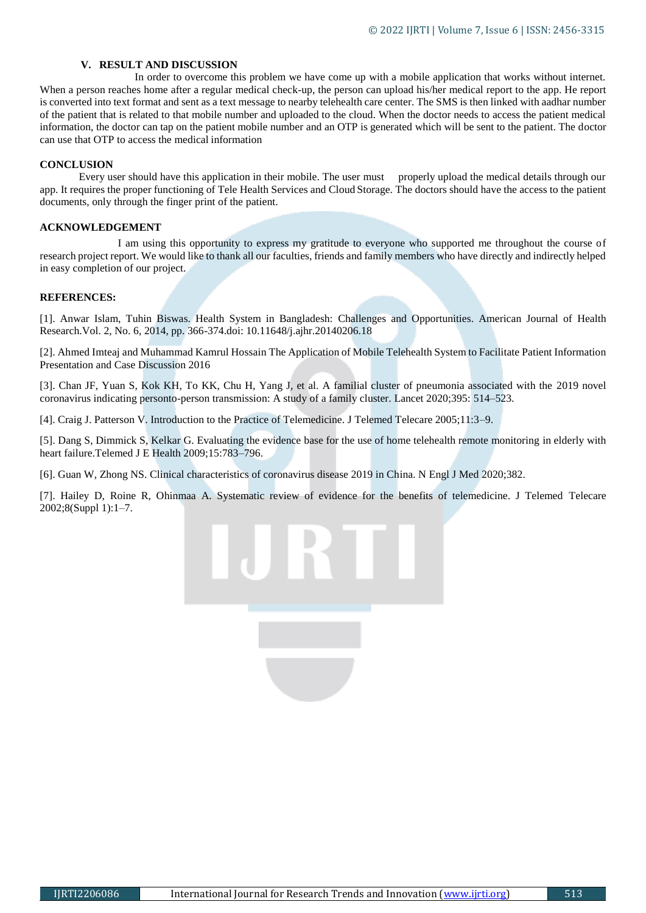## V. RESULT AND DISCUSSION

In order to overcome this problem we have come up with a mobile application that works without internet. When a person reaches home after a regular medical check-up, the person can upload his/her medical report to the app. He report is converted into text format and sent as a text message to nearby telehealth care center. The SMS is then linked with aadhar number of the patient that is related to that mobile number and uploaded to the cloud. When the doctor needs to access the patient medical information, the doctor can tap on the patient mobile number and an OTP is generated which will be sent to the patient. The doctor can use that OTP to access the medical information

## CONCLUSION

Every user should have this application in their mobile. The user must properly upload the medical details through our app. It requires the proper functioning of Tele Health Services and Cloud Storage. The doctors should have the access to the patient documents, only through the finger print of the patient.

## ACKNOWLEDGEMENT

I am using this opportunity to express my gratitude to everyone who supported me throughout the course of research project report. We would like to thank all our faculties, friends and family members who have directly and indirectly helped in easy completion of our project.

## REFERENCES:

[1]. Anwar Islam, Tuhin Biswas. Health System in Bangladesh: Challenges and Opportunities. American Journal of Health Research.Vol. 2, No. 6, 2014, pp. 366-374.doi: 10.11648/j.ajhr.20140206.18

[2]. Ahmed Imteaj and Muhammad Kamrul Hossain The Application of Mobile Telehealth System to Facilitate Patient Information Presentation and Case Discussion 2016

[3]. Chan JF, Yuan S, Kok KH, To KK, Chu H, Yang J, et al. A familial cluster of pneumonia associated with the 2019 novel coronavirus indicating personto-person transmission: A study of a family cluster. Lancet 2020;395: 514–523.

[4]. Craig J. Patterson V. Introduction to the Practice of Telemedicine. J Telemed Telecare 2005;11:3–9.

[5]. Dang S, Dimmick S, Kelkar G. Evaluating the evidence base for the use of home telehealth remote monitoring in elderly with heart failure.Telemed J E Health 2009;15:783–796.

[6]. Guan W, Zhong NS. Clinical characteristics of coronavirus disease 2019 in China. N Engl J Med 2020;382.

[7]. Hailey D, Roine R, Ohinmaa A. Systematic review of evidence for the benefits of telemedicine. J Telemed Telecare 2002;8(Suppl 1):1–7.